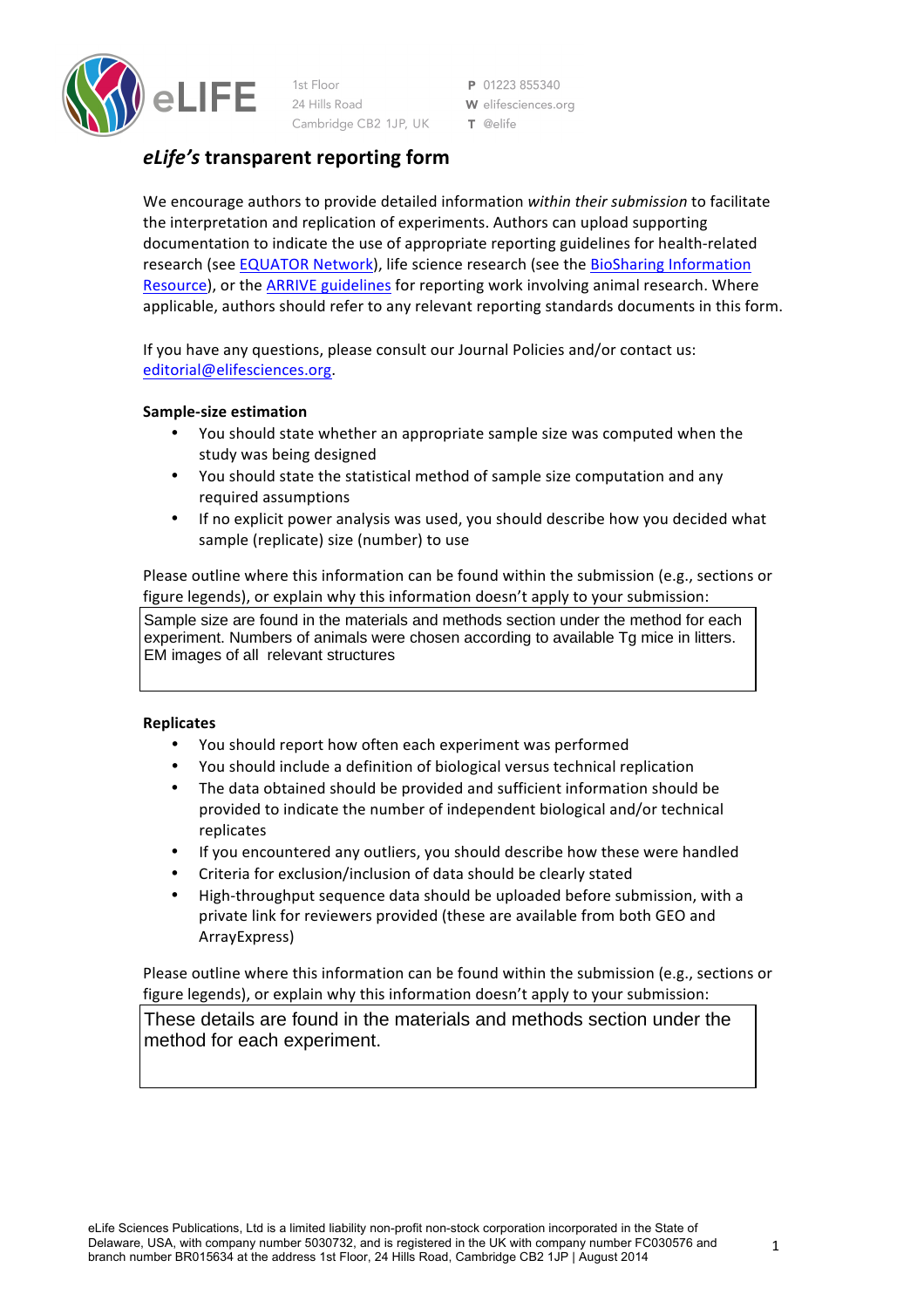1st Floor
24 Hills Road
Cambridge CB2 1JP, UK

**P** 01223 855340
**W** elifesciences.org
**T** @elife

# *eLife's* transparent reporting form

We encourage authors to provide detailed information *within their submission* to facilitate the interpretation and replication of experiments. Authors can upload supporting documentation to indicate the use of appropriate reporting guidelines for health-related research (see EQUATOR Network), life science research (see the BioSharing Information Resource), or the ARRIVE guidelines for reporting work involving animal research. Where applicable, authors should refer to any relevant reporting standards documents in this form.

If you have any questions, please consult our Journal Policies and/or contact us: editorial@elifesciences.org.

**Sample-size estimation**

- You should state whether an appropriate sample size was computed when the study was being designed
- You should state the statistical method of sample size computation and any required assumptions
- If no explicit power analysis was used, you should describe how you decided what sample (replicate) size (number) to use

Please outline where this information can be found within the submission (e.g., sections or figure legends), or explain why this information doesn't apply to your submission:

Sample size are found in the materials and methods section under the method for each experiment. Numbers of animals were chosen according to available Tg mice in litters. EM images of all relevant structures

**Replicates**

- You should report how often each experiment was performed
- You should include a definition of biological versus technical replication
- The data obtained should be provided and sufficient information should be provided to indicate the number of independent biological and/or technical replicates
- If you encountered any outliers, you should describe how these were handled
- Criteria for exclusion/inclusion of data should be clearly stated
- High-throughput sequence data should be uploaded before submission, with a private link for reviewers provided (these are available from both GEO and ArrayExpress)

Please outline where this information can be found within the submission (e.g., sections or figure legends), or explain why this information doesn't apply to your submission:

These details are found in the materials and methods section under the method for each experiment.

eLife Sciences Publications, Ltd is a limited liability non-profit non-stock corporation incorporated in the State of Delaware, USA, with company number 5030732, and is registered in the UK with company number FC030576 and branch number BR015634 at the address 1st Floor, 24 Hills Road, Cambridge CB2 1JP | August 2014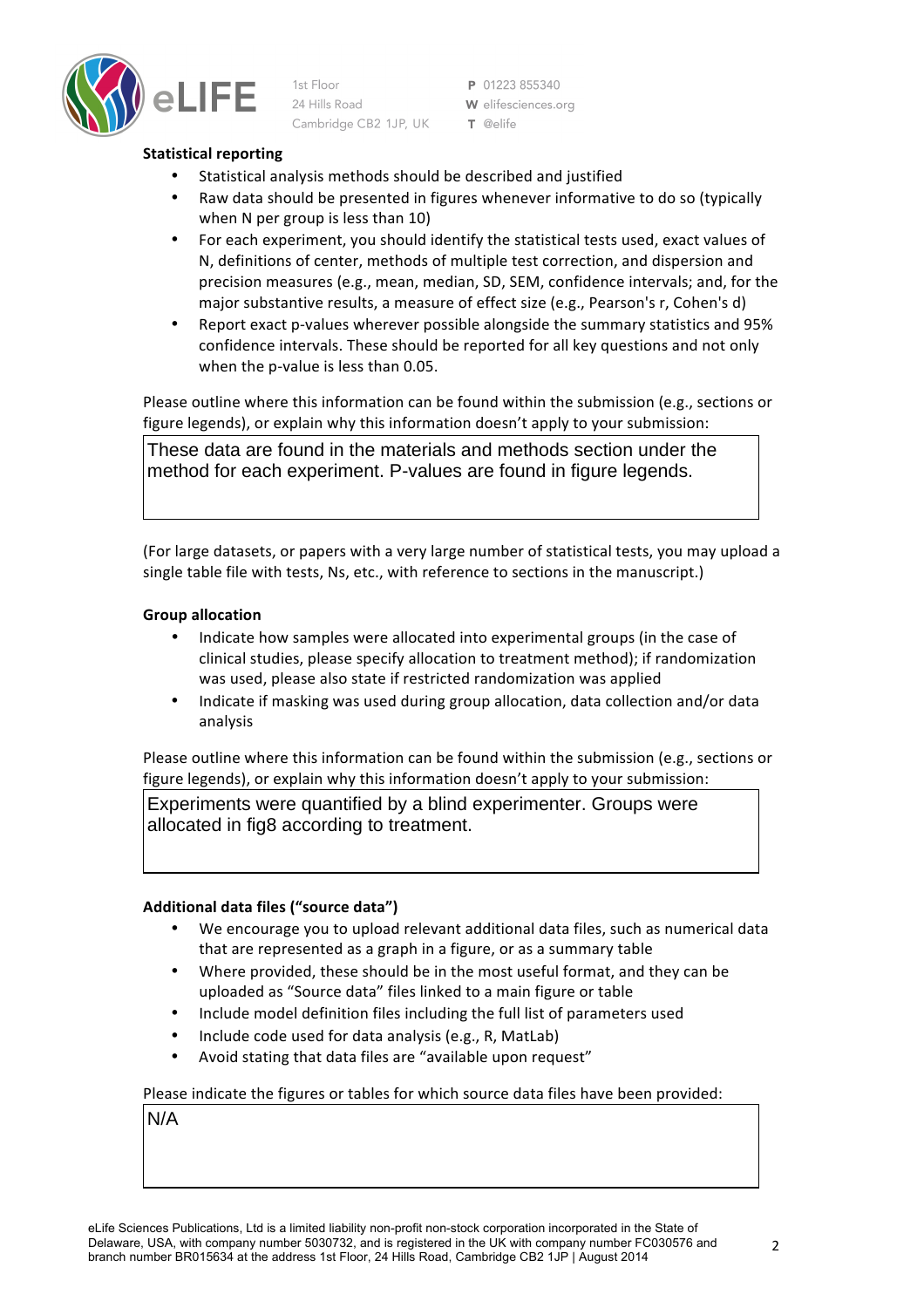### Statistical reporting

- Statistical analysis methods should be described and justified
- Raw data should be presented in figures whenever informative to do so (typically when N per group is less than 10)
- For each experiment, you should identify the statistical tests used, exact values of N, definitions of center, methods of multiple test correction, and dispersion and precision measures (e.g., mean, median, SD, SEM, confidence intervals; and, for the major substantive results, a measure of effect size (e.g., Pearson's r, Cohen's d)
- Report exact p-values wherever possible alongside the summary statistics and 95% confidence intervals. These should be reported for all key questions and not only when the p-value is less than 0.05.

Please outline where this information can be found within the submission (e.g., sections or figure legends), or explain why this information doesn't apply to your submission:

> These data are found in the materials and methods section under the method for each experiment. P-values are found in figure legends.

(For large datasets, or papers with a very large number of statistical tests, you may upload a single table file with tests, Ns, etc., with reference to sections in the manuscript.)

### Group allocation

- Indicate how samples were allocated into experimental groups (in the case of clinical studies, please specify allocation to treatment method); if randomization was used, please also state if restricted randomization was applied
- Indicate if masking was used during group allocation, data collection and/or data analysis

Please outline where this information can be found within the submission (e.g., sections or figure legends), or explain why this information doesn't apply to your submission:

> Experiments were quantified by a blind experimenter. Groups were allocated in fig8 according to treatment.

### Additional data files ("source data")

- We encourage you to upload relevant additional data files, such as numerical data that are represented as a graph in a figure, or as a summary table
- Where provided, these should be in the most useful format, and they can be uploaded as "Source data" files linked to a main figure or table
- Include model definition files including the full list of parameters used
- Include code used for data analysis (e.g., R, MatLab)
- Avoid stating that data files are "available upon request"

Please indicate the figures or tables for which source data files have been provided:

> N/A